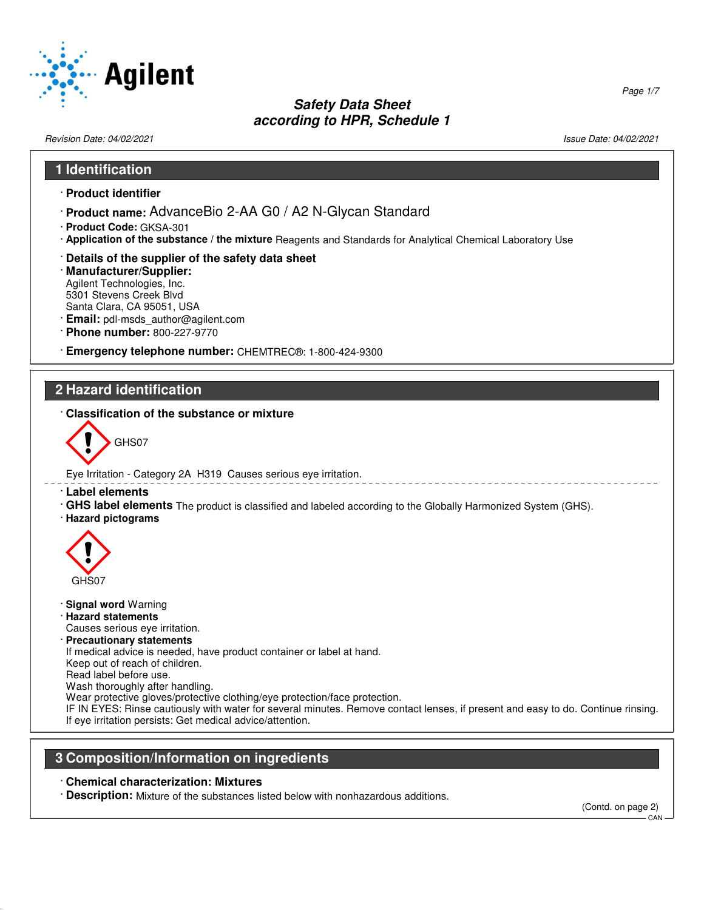# Safety Data Sheet
## according to HPR, Schedule 1

*Revision Date: 04/02/2021*  *Issue Date: 04/02/2021*

## 1 Identification

- **Product identifier**
- **Product name:** AdvanceBio 2-AA G0 / A2 N-Glycan Standard
- **Product Code:** GKSA-301
- **Application of the substance / the mixture** Reagents and Standards for Analytical Chemical Laboratory Use
- **Details of the supplier of the safety data sheet**
- **Manufacturer/Supplier:**
  Agilent Technologies, Inc.
  5301 Stevens Creek Blvd
  Santa Clara, CA 95051, USA
- **Email:** pdl-msds_author@agilent.com
- **Phone number:** 800-227-9770
- **Emergency telephone number:** CHEMTREC®: 1-800-424-9300

## 2 Hazard identification

- **Classification of the substance or mixture**

GHS07

Eye Irritation - Category 2A H319 Causes serious eye irritation.

- **Label elements**
- **GHS label elements** The product is classified and labeled according to the Globally Harmonized System (GHS).
- **Hazard pictograms**

GHS07

- **Signal word** Warning
- **Hazard statements**
  Causes serious eye irritation.
- **Precautionary statements**
  If medical advice is needed, have product container or label at hand.
  Keep out of reach of children.
  Read label before use.
  Wash thoroughly after handling.
  Wear protective gloves/protective clothing/eye protection/face protection.
  IF IN EYES: Rinse cautiously with water for several minutes. Remove contact lenses, if present and easy to do. Continue rinsing.
  If eye irritation persists: Get medical advice/attention.

## 3 Composition/Information on ingredients

- **Chemical characterization: Mixtures**
- **Description:** Mixture of the substances listed below with nonhazardous additions.

(Contd. on page 2)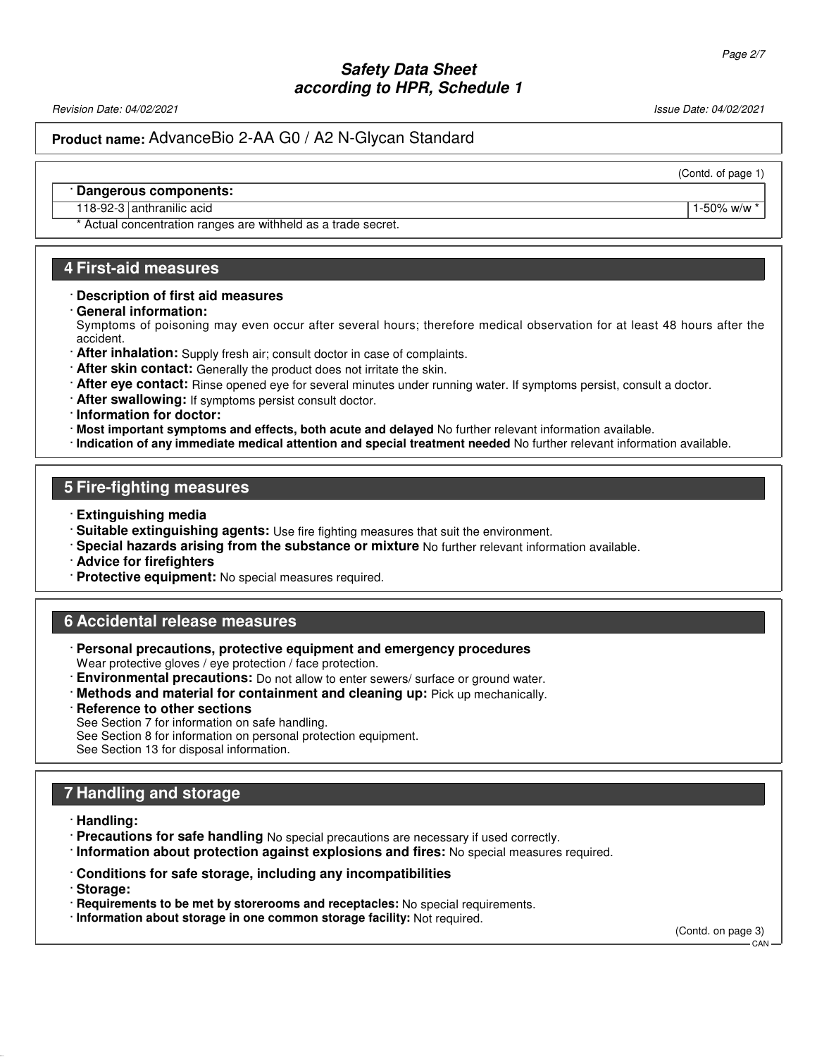(Contd. of page 1)

· **Dangerous components:**

| | | |
|---|---|---|
| 118-92-3 | anthranilic acid | 1-50% w/w * |

* Actual concentration ranges are withheld as a trade secret.

## 4 First-aid measures

· **Description of first aid measures**

· **General information:**
Symptoms of poisoning may even occur after several hours; therefore medical observation for at least 48 hours after the accident.

· **After inhalation:** Supply fresh air; consult doctor in case of complaints.

· **After skin contact:** Generally the product does not irritate the skin.

· **After eye contact:** Rinse opened eye for several minutes under running water. If symptoms persist, consult a doctor.

· **After swallowing:** If symptoms persist consult doctor.

· **Information for doctor:**

· **Most important symptoms and effects, both acute and delayed** No further relevant information available.

· **Indication of any immediate medical attention and special treatment needed** No further relevant information available.

## 5 Fire-fighting measures

· **Extinguishing media**

· **Suitable extinguishing agents:** Use fire fighting measures that suit the environment.

· **Special hazards arising from the substance or mixture** No further relevant information available.

· **Advice for firefighters**

· **Protective equipment:** No special measures required.

## 6 Accidental release measures

· **Personal precautions, protective equipment and emergency procedures**
Wear protective gloves / eye protection / face protection.

· **Environmental precautions:** Do not allow to enter sewers/ surface or ground water.

· **Methods and material for containment and cleaning up:** Pick up mechanically.

· **Reference to other sections**
See Section 7 for information on safe handling.
See Section 8 for information on personal protection equipment.
See Section 13 for disposal information.

## 7 Handling and storage

· **Handling:**

· **Precautions for safe handling** No special precautions are necessary if used correctly.

· **Information about protection against explosions and fires:** No special measures required.

· **Conditions for safe storage, including any incompatibilities**

· **Storage:**

· **Requirements to be met by storerooms and receptacles:** No special requirements.

· **Information about storage in one common storage facility:** Not required.

(Contd. on page 3)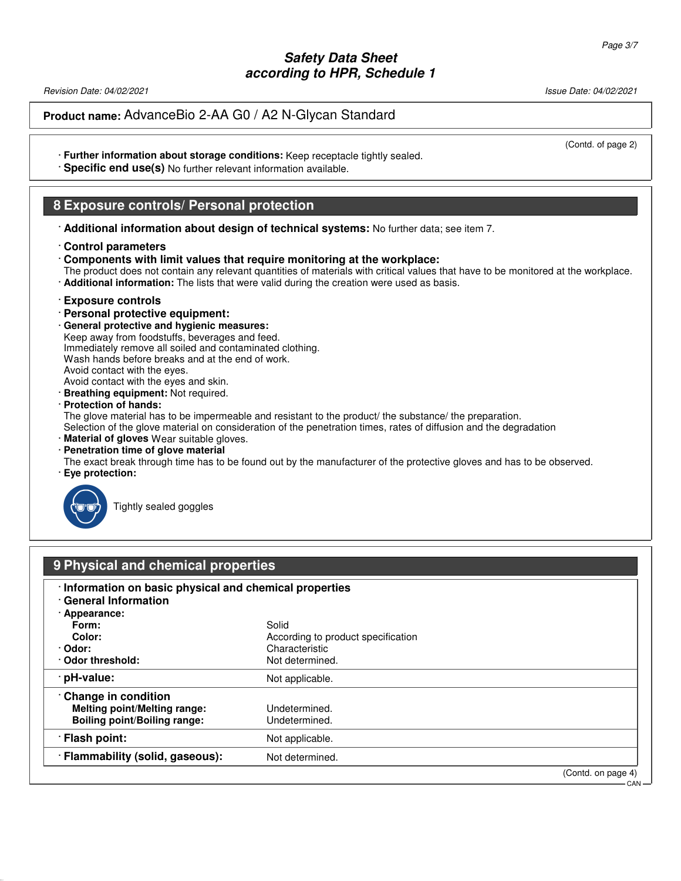**Product name:** AdvanceBio 2-AA G0 / A2 N-Glycan Standard

(Contd. of page 2)

· **Further information about storage conditions:** Keep receptacle tightly sealed.
· **Specific end use(s)** No further relevant information available.

## 8 Exposure controls/ Personal protection

· **Additional information about design of technical systems:** No further data; see item 7.

· **Control parameters**
· **Components with limit values that require monitoring at the workplace:**
The product does not contain any relevant quantities of materials with critical values that have to be monitored at the workplace.
· **Additional information:** The lists that were valid during the creation were used as basis.

· **Exposure controls**
· **Personal protective equipment:**
· **General protective and hygienic measures:**
Keep away from foodstuffs, beverages and feed.
Immediately remove all soiled and contaminated clothing.
Wash hands before breaks and at the end of work.
Avoid contact with the eyes.
Avoid contact with the eyes and skin.
· **Breathing equipment:** Not required.
· **Protection of hands:**
The glove material has to be impermeable and resistant to the product/ the substance/ the preparation.
Selection of the glove material on consideration of the penetration times, rates of diffusion and the degradation
· **Material of gloves** Wear suitable gloves.
· **Penetration time of glove material**
The exact break through time has to be found out by the manufacturer of the protective gloves and has to be observed.
· **Eye protection:**

Tightly sealed goggles

## 9 Physical and chemical properties

| · **Information on basic physical and chemical properties** | |
|---|---|
| · **General Information** | |
| · **Appearance:** | |
| **Form:** | Solid |
| **Color:** | According to product specification |
| · **Odor:** | Characteristic |
| · **Odor threshold:** | Not determined. |
| · **pH-value:** | Not applicable. |
| · **Change in condition** | |
| **Melting point/Melting range:** | Undetermined. |
| **Boiling point/Boiling range:** | Undetermined. |
| · **Flash point:** | Not applicable. |
| · **Flammability (solid, gaseous):** | Not determined. |

(Contd. on page 4)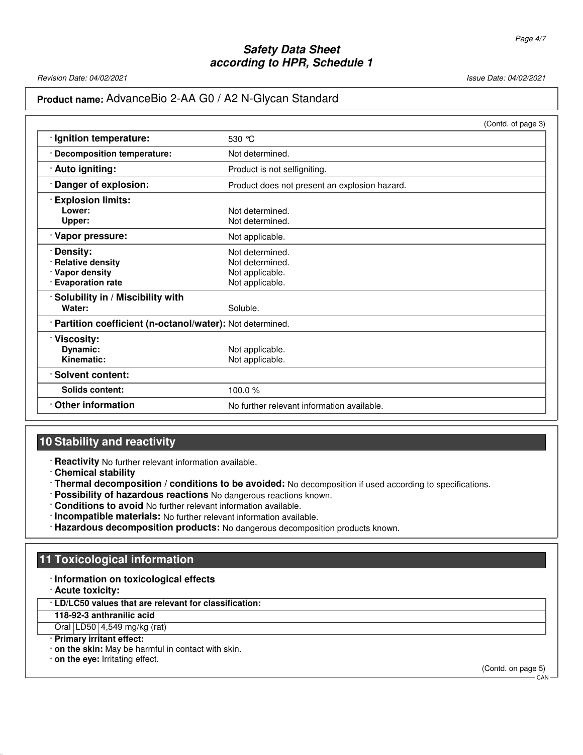**Product name:** AdvanceBio 2-AA G0 / A2 N-Glycan Standard

(Contd. of page 3)

| | |
|---|---|
| · **Ignition temperature:** | 530 °C |
| · **Decomposition temperature:** | Not determined. |
| · **Auto igniting:** | Product is not selfigniting. |
| · **Danger of explosion:** | Product does not present an explosion hazard. |
| · **Explosion limits:** | |
| **Lower:** | Not determined. |
| **Upper:** | Not determined. |
| · **Vapor pressure:** | Not applicable. |
| · **Density:** | Not determined. |
| · **Relative density** | Not determined. |
| · **Vapor density** | Not applicable. |
| · **Evaporation rate** | Not applicable. |
| · **Solubility in / Miscibility with** | |
| **Water:** | Soluble. |
| · **Partition coefficient (n-octanol/water):** | Not determined. |
| · **Viscosity:** | |
| **Dynamic:** | Not applicable. |
| **Kinematic:** | Not applicable. |
| · **Solvent content:** | |
| **Solids content:** | 100.0 % |
| · **Other information** | No further relevant information available. |

## 10 Stability and reactivity

· **Reactivity** No further relevant information available.
· **Chemical stability**
· **Thermal decomposition / conditions to be avoided:** No decomposition if used according to specifications.
· **Possibility of hazardous reactions** No dangerous reactions known.
· **Conditions to avoid** No further relevant information available.
· **Incompatible materials:** No further relevant information available.
· **Hazardous decomposition products:** No dangerous decomposition products known.

## 11 Toxicological information

· **Information on toxicological effects**
· **Acute toxicity:**

| · **LD/LC50 values that are relevant for classification:** | | |
|---|---|---|
| **118-92-3 anthranilic acid** | | |
| Oral | LD50 | 4,549 mg/kg (rat) |

· **Primary irritant effect:**
· **on the skin:** May be harmful in contact with skin.
· **on the eye:** Irritating effect.

(Contd. on page 5)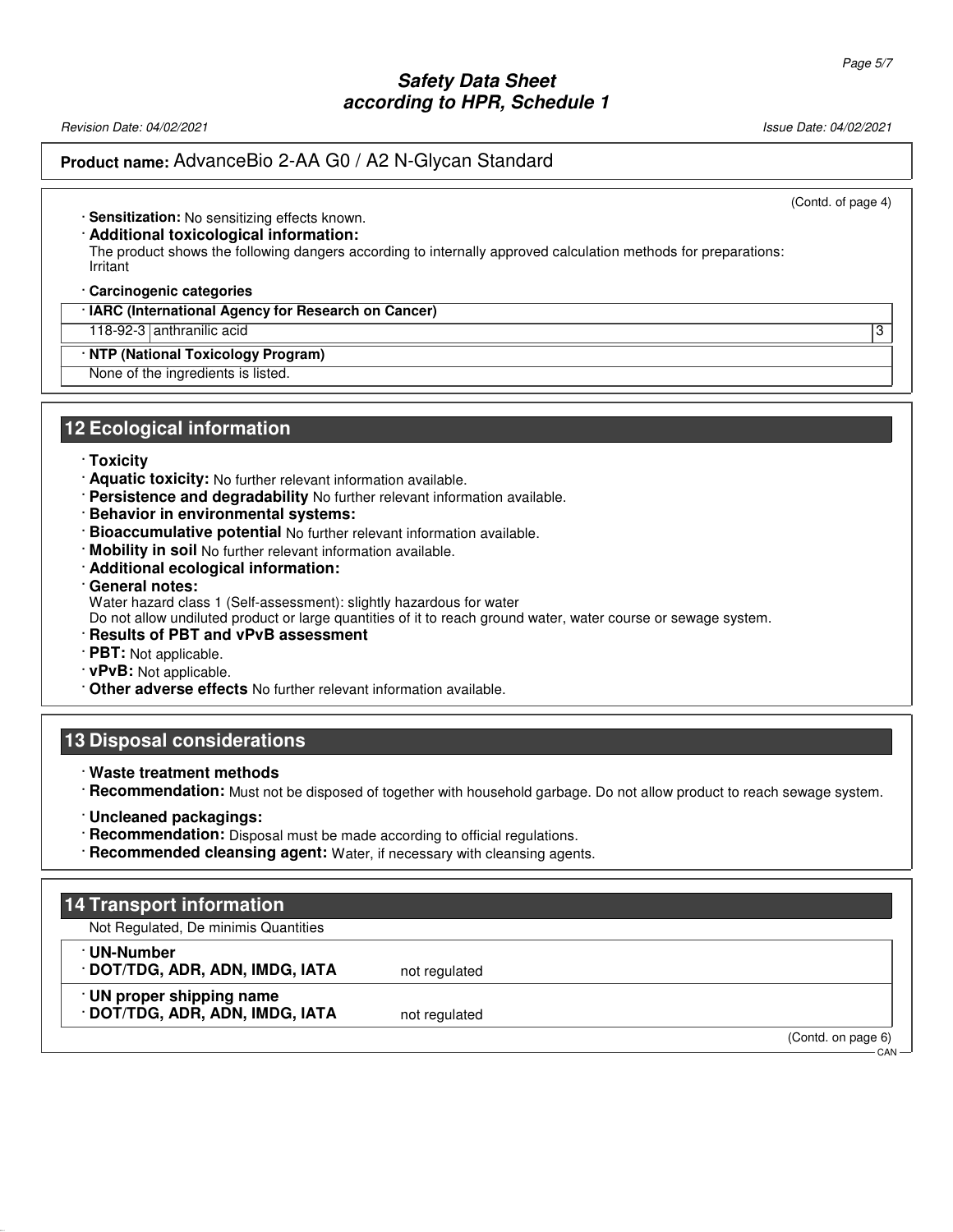(Contd. of page 4)

· **Sensitization:** No sensitizing effects known.

· **Additional toxicological information:**
The product shows the following dangers according to internally approved calculation methods for preparations:
Irritant

· **Carcinogenic categories**

| · **IARC (International Agency for Research on Cancer)** | | |
|---|---|---|
| 118-92-3 | anthranilic acid | 3 |

| · **NTP (National Toxicology Program)** |
|---|
| None of the ingredients is listed. |

## 12 Ecological information

· **Toxicity**
· **Aquatic toxicity:** No further relevant information available.
· **Persistence and degradability** No further relevant information available.
· **Behavior in environmental systems:**
· **Bioaccumulative potential** No further relevant information available.
· **Mobility in soil** No further relevant information available.
· **Additional ecological information:**
· **General notes:**
Water hazard class 1 (Self-assessment): slightly hazardous for water
Do not allow undiluted product or large quantities of it to reach ground water, water course or sewage system.
· **Results of PBT and vPvB assessment**
· **PBT:** Not applicable.
· **vPvB:** Not applicable.
· **Other adverse effects** No further relevant information available.

## 13 Disposal considerations

· **Waste treatment methods**
· **Recommendation:** Must not be disposed of together with household garbage. Do not allow product to reach sewage system.

· **Uncleaned packagings:**
· **Recommendation:** Disposal must be made according to official regulations.
· **Recommended cleansing agent:** Water, if necessary with cleansing agents.

## 14 Transport information

Not Regulated, De minimis Quantities

| | |
|---|---|
| · **UN-Number**<br>· **DOT/TDG, ADR, ADN, IMDG, IATA** | not regulated |
| · **UN proper shipping name**<br>· **DOT/TDG, ADR, ADN, IMDG, IATA** | not regulated |

(Contd. on page 6)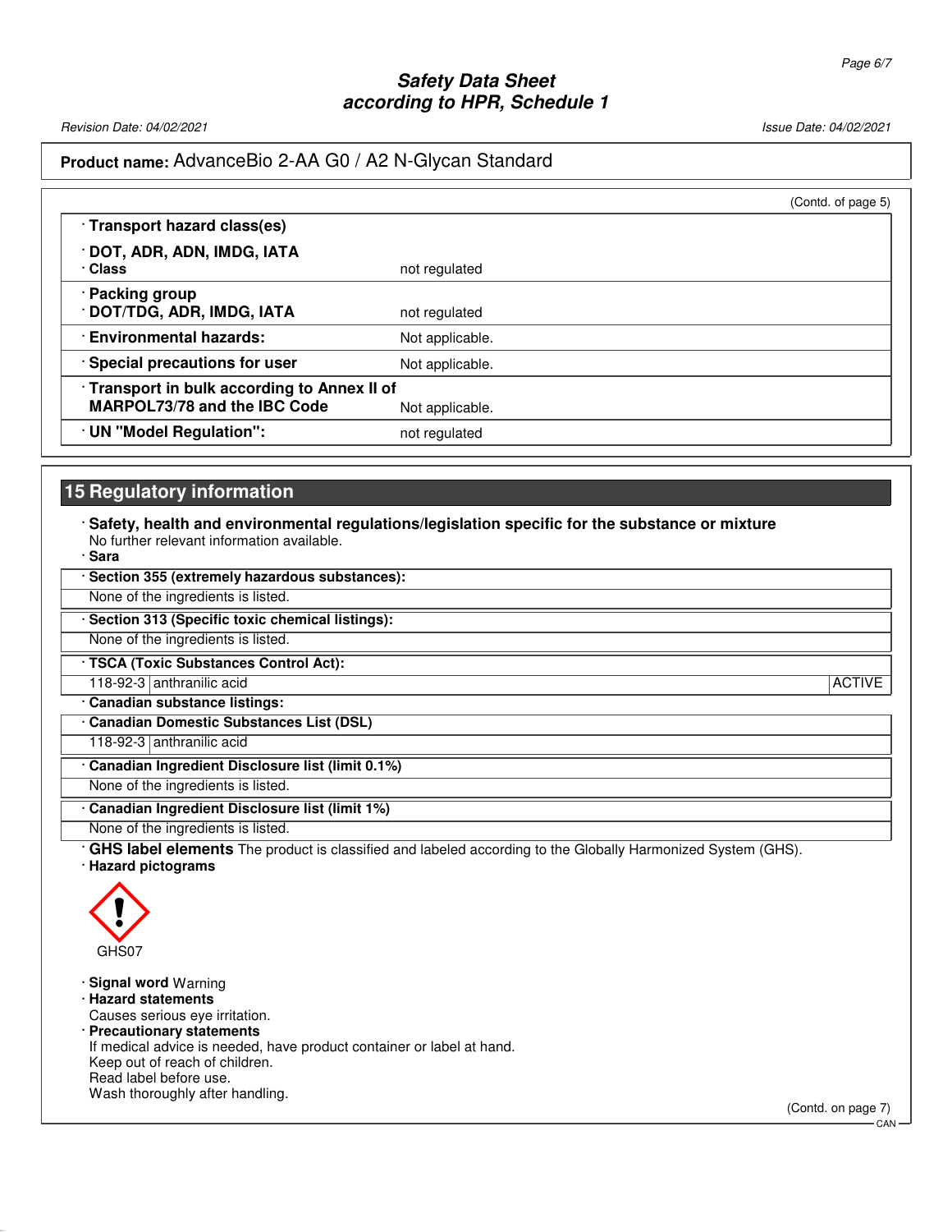(Contd. of page 5)

| · Transport hazard class(es) | |
|---|---|
| · DOT, ADR, ADN, IMDG, IATA<br>· Class | not regulated |
| · Packing group<br>· DOT/TDG, ADR, IMDG, IATA | not regulated |
| · Environmental hazards: | Not applicable. |
| · Special precautions for user | Not applicable. |
| · Transport in bulk according to Annex II of MARPOL73/78 and the IBC Code | Not applicable. |
| · UN "Model Regulation": | not regulated |

## 15 Regulatory information

· **Safety, health and environmental regulations/legislation specific for the substance or mixture**
No further relevant information available.

· **Sara**

**· Section 355 (extremely hazardous substances):**
None of the ingredients is listed.

**· Section 313 (Specific toxic chemical listings):**
None of the ingredients is listed.

**· TSCA (Toxic Substances Control Act):**

| 118-92-3 | anthranilic acid | ACTIVE |
|---|---|---|

**· Canadian substance listings:**

**· Canadian Domestic Substances List (DSL)**

| 118-92-3 | anthranilic acid |
|---|---|

**· Canadian Ingredient Disclosure list (limit 0.1%)**
None of the ingredients is listed.

**· Canadian Ingredient Disclosure list (limit 1%)**
None of the ingredients is listed.

· **GHS label elements** The product is classified and labeled according to the Globally Harmonized System (GHS).

· **Hazard pictograms**

GHS07

· **Signal word** Warning

· **Hazard statements**
Causes serious eye irritation.

· **Precautionary statements**
If medical advice is needed, have product container or label at hand.
Keep out of reach of children.
Read label before use.
Wash thoroughly after handling.

(Contd. on page 7)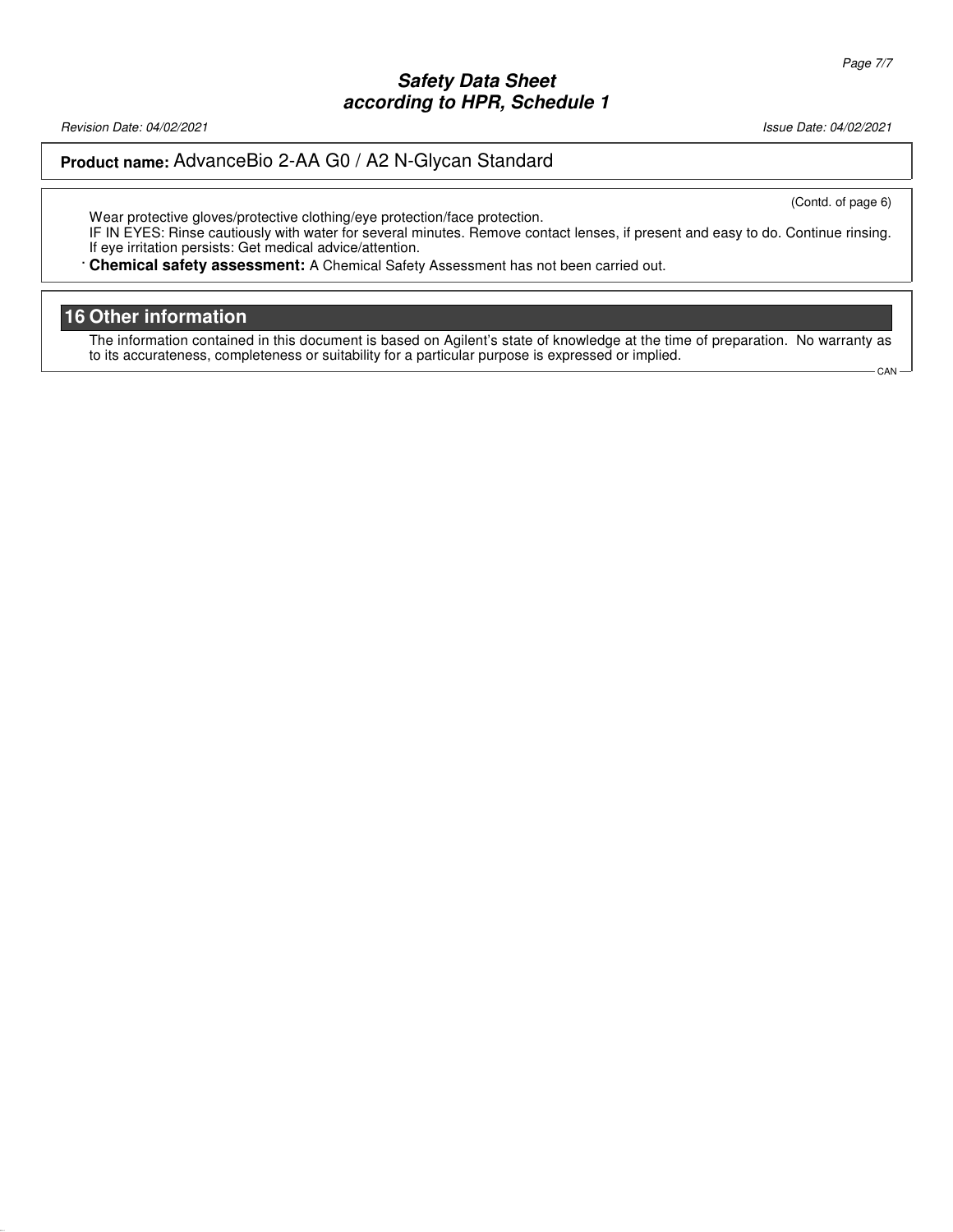**Product name:** AdvanceBio 2-AA G0 / A2 N-Glycan Standard

(Contd. of page 6)

Wear protective gloves/protective clothing/eye protection/face protection.
IF IN EYES: Rinse cautiously with water for several minutes. Remove contact lenses, if present and easy to do. Continue rinsing.
If eye irritation persists: Get medical advice/attention.

· **Chemical safety assessment:** A Chemical Safety Assessment has not been carried out.

## 16 Other information

The information contained in this document is based on Agilent's state of knowledge at the time of preparation. No warranty as to its accurateness, completeness or suitability for a particular purpose is expressed or implied.

CAN